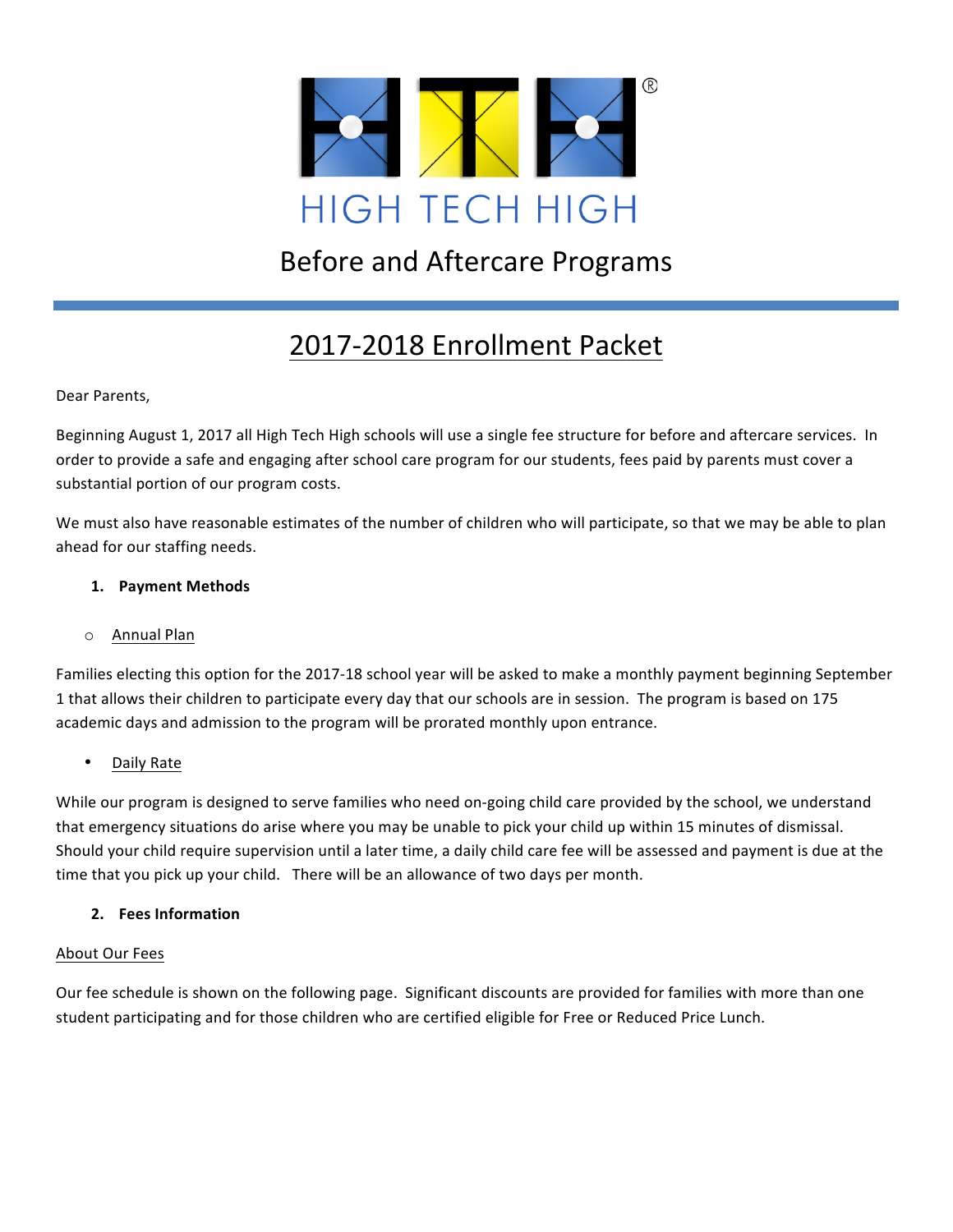HIGH TECH HIGH®

# Before and Aftercare Programs

## 2017-2018 Enrollment Packet

Dear Parents,

Beginning August 1, 2017 all High Tech High schools will use a single fee structure for before and aftercare services. In order to provide a safe and engaging after school care program for our students, fees paid by parents must cover a substantial portion of our program costs.

We must also have reasonable estimates of the number of children who will participate, so that we may be able to plan ahead for our staffing needs.

### 1. Payment Methods

- Annual Plan

Families electing this option for the 2017-18 school year will be asked to make a monthly payment beginning September 1 that allows their children to participate every day that our schools are in session. The program is based on 175 academic days and admission to the program will be prorated monthly upon entrance.

- Daily Rate

While our program is designed to serve families who need on-going child care provided by the school, we understand that emergency situations do arise where you may be unable to pick your child up within 15 minutes of dismissal. Should your child require supervision until a later time, a daily child care fee will be assessed and payment is due at the time that you pick up your child. There will be an allowance of two days per month.

### 2. Fees Information

About Our Fees

Our fee schedule is shown on the following page. Significant discounts are provided for families with more than one student participating and for those children who are certified eligible for Free or Reduced Price Lunch.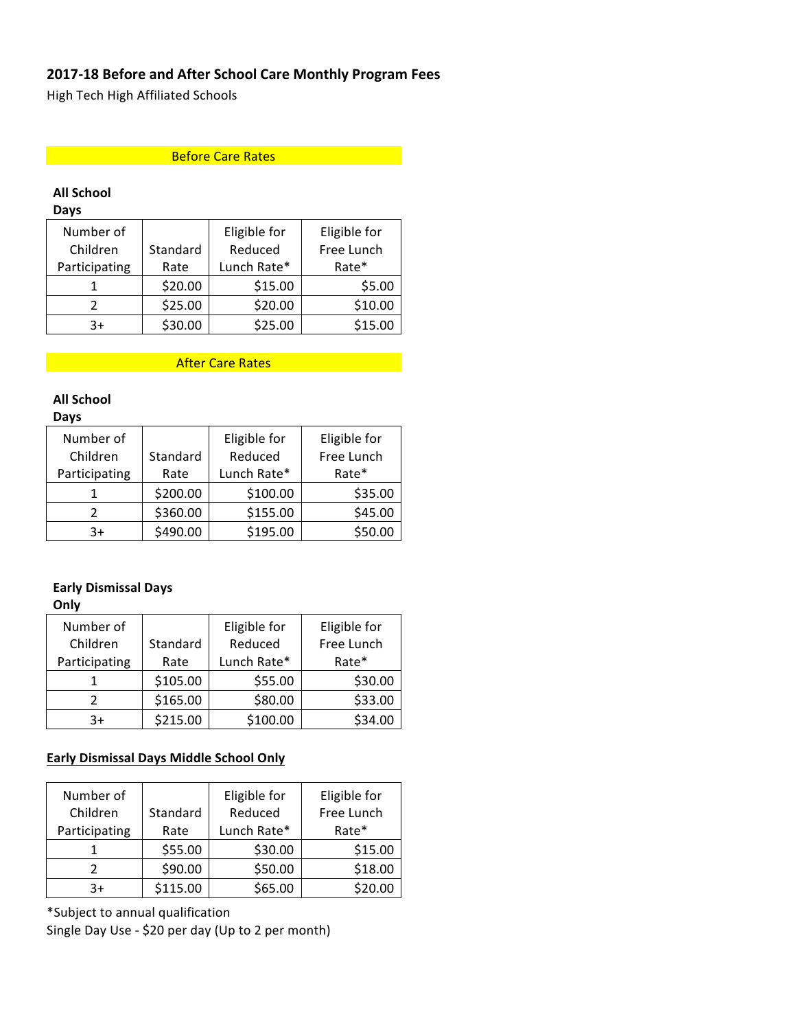## 2017-18 Before and After School Care Monthly Program Fees

High Tech High Affiliated Schools

### Before Care Rates

**All School Days**

| Number of Children Participating | Standard Rate | Eligible for Reduced Lunch Rate* | Eligible for Free Lunch Rate* |
|---|---|---|---|
| 1 | $20.00 | $15.00 | $5.00 |
| 2 | $25.00 | $20.00 | $10.00 |
| 3+ | $30.00 | $25.00 | $15.00 |

### After Care Rates

**All School Days**

| Number of Children Participating | Standard Rate | Eligible for Reduced Lunch Rate* | Eligible for Free Lunch Rate* |
|---|---|---|---|
| 1 | $200.00 | $100.00 | $35.00 |
| 2 | $360.00 | $155.00 | $45.00 |
| 3+ | $490.00 | $195.00 | $50.00 |

**Early Dismissal Days Only**

| Number of Children Participating | Standard Rate | Eligible for Reduced Lunch Rate* | Eligible for Free Lunch Rate* |
|---|---|---|---|
| 1 | $105.00 | $55.00 | $30.00 |
| 2 | $165.00 | $80.00 | $33.00 |
| 3+ | $215.00 | $100.00 | $34.00 |

**Early Dismissal Days Middle School Only**

| Number of Children Participating | Standard Rate | Eligible for Reduced Lunch Rate* | Eligible for Free Lunch Rate* |
|---|---|---|---|
| 1 | $55.00 | $30.00 | $15.00 |
| 2 | $90.00 | $50.00 | $18.00 |
| 3+ | $115.00 | $65.00 | $20.00 |

*Subject to annual qualification

Single Day Use - $20 per day (Up to 2 per month)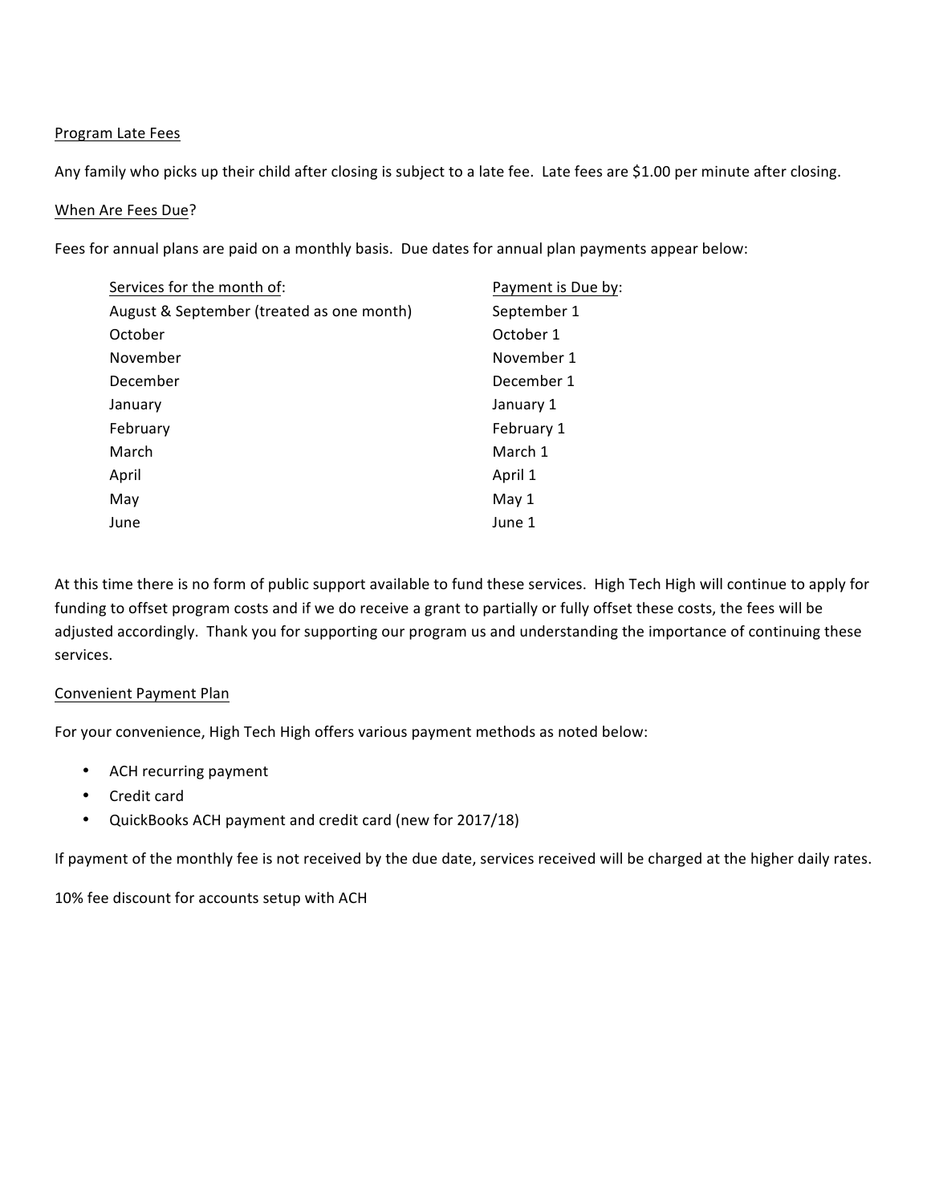Program Late Fees

Any family who picks up their child after closing is subject to a late fee. Late fees are $1.00 per minute after closing.

When Are Fees Due?

Fees for annual plans are paid on a monthly basis. Due dates for annual plan payments appear below:

| Services for the month of: | Payment is Due by: |
| --- | --- |
| August & September (treated as one month) | September 1 |
| October | October 1 |
| November | November 1 |
| December | December 1 |
| January | January 1 |
| February | February 1 |
| March | March 1 |
| April | April 1 |
| May | May 1 |
| June | June 1 |

At this time there is no form of public support available to fund these services. High Tech High will continue to apply for funding to offset program costs and if we do receive a grant to partially or fully offset these costs, the fees will be adjusted accordingly. Thank you for supporting our program us and understanding the importance of continuing these services.

Convenient Payment Plan

For your convenience, High Tech High offers various payment methods as noted below:

- ACH recurring payment
- Credit card
- QuickBooks ACH payment and credit card (new for 2017/18)

If payment of the monthly fee is not received by the due date, services received will be charged at the higher daily rates.

10% fee discount for accounts setup with ACH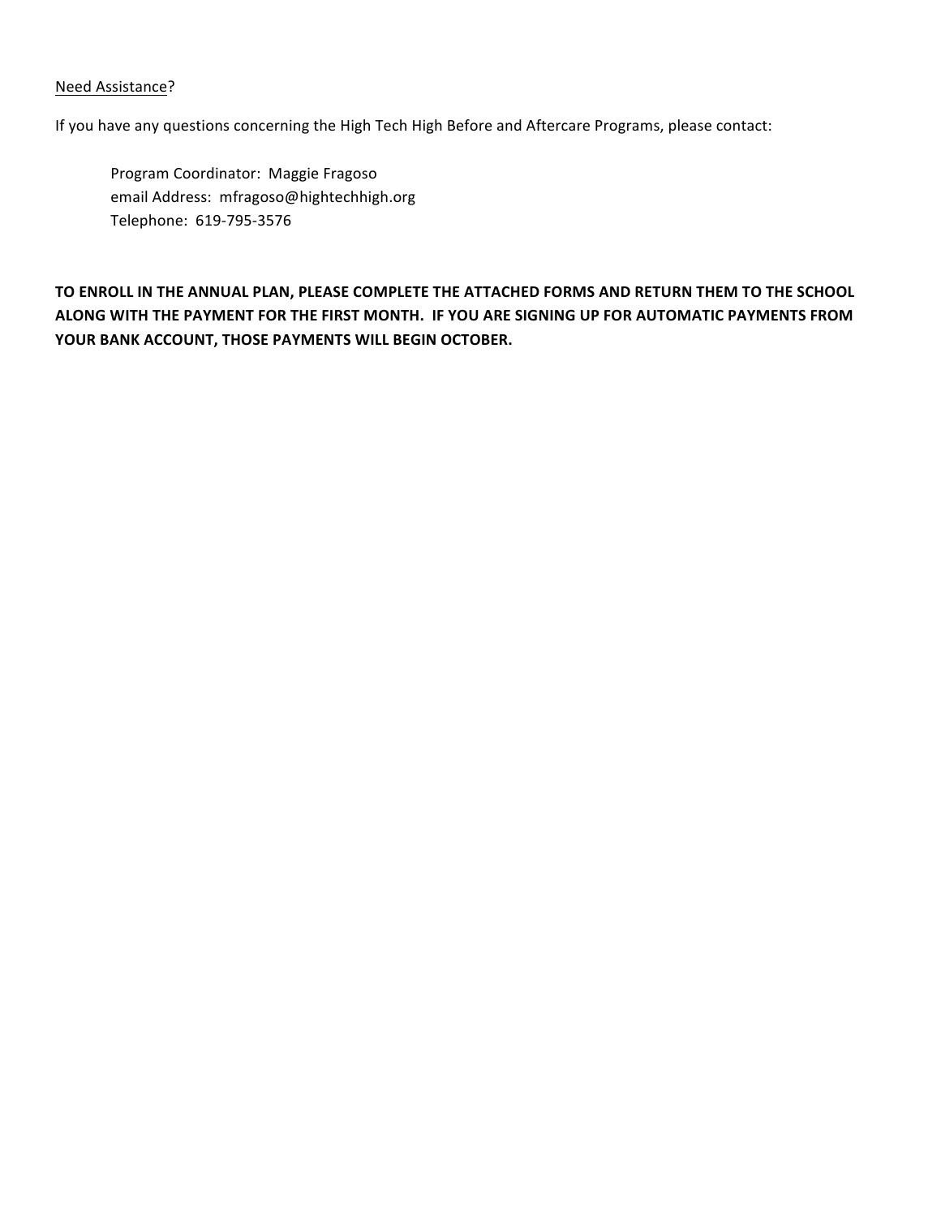Need Assistance?

If you have any questions concerning the High Tech High Before and Aftercare Programs, please contact:

Program Coordinator: Maggie Fragoso
email Address: mfragoso@hightechhigh.org
Telephone: 619-795-3576

**TO ENROLL IN THE ANNUAL PLAN, PLEASE COMPLETE THE ATTACHED FORMS AND RETURN THEM TO THE SCHOOL ALONG WITH THE PAYMENT FOR THE FIRST MONTH. IF YOU ARE SIGNING UP FOR AUTOMATIC PAYMENTS FROM YOUR BANK ACCOUNT, THOSE PAYMENTS WILL BEGIN OCTOBER.**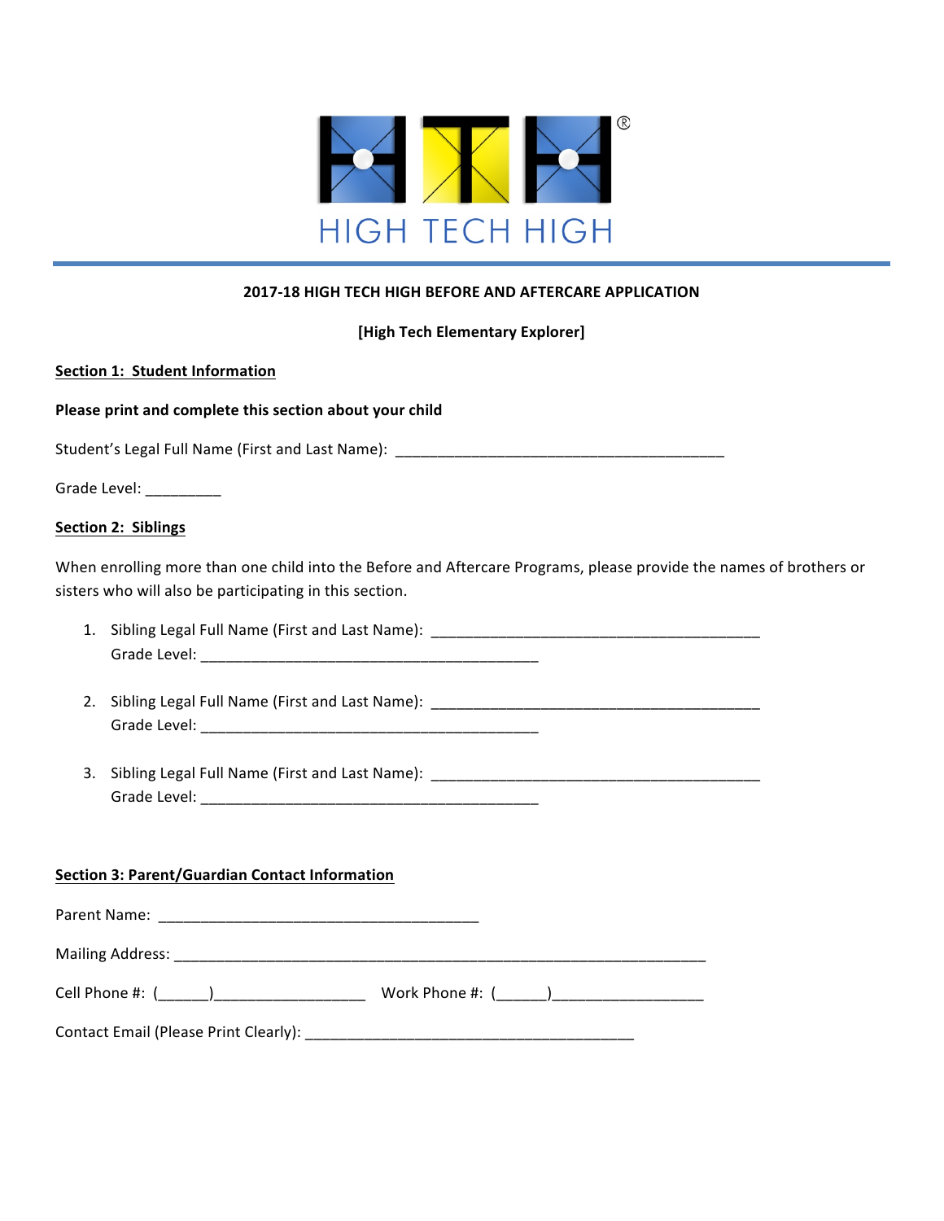HIGH TECH HIGH

**2017-18 HIGH TECH HIGH BEFORE AND AFTERCARE APPLICATION**

**[High Tech Elementary Explorer]**

**Section 1: Student Information**

**Please print and complete this section about your child**

Student's Legal Full Name (First and Last Name): ________________________________________

Grade Level: _________

**Section 2: Siblings**

When enrolling more than one child into the Before and Aftercare Programs, please provide the names of brothers or sisters who will also be participating in this section.

1. Sibling Legal Full Name (First and Last Name): ________________________________________
   Grade Level: ________________________________________

2. Sibling Legal Full Name (First and Last Name): ________________________________________
   Grade Level: ________________________________________

3. Sibling Legal Full Name (First and Last Name): ________________________________________
   Grade Level: ________________________________________

**Section 3: Parent/Guardian Contact Information**

Parent Name: ______________________________________

Mailing Address: _________________________________________________________________

Cell Phone #: (______)__________________ Work Phone #: (______)__________________

Contact Email (Please Print Clearly): ________________________________________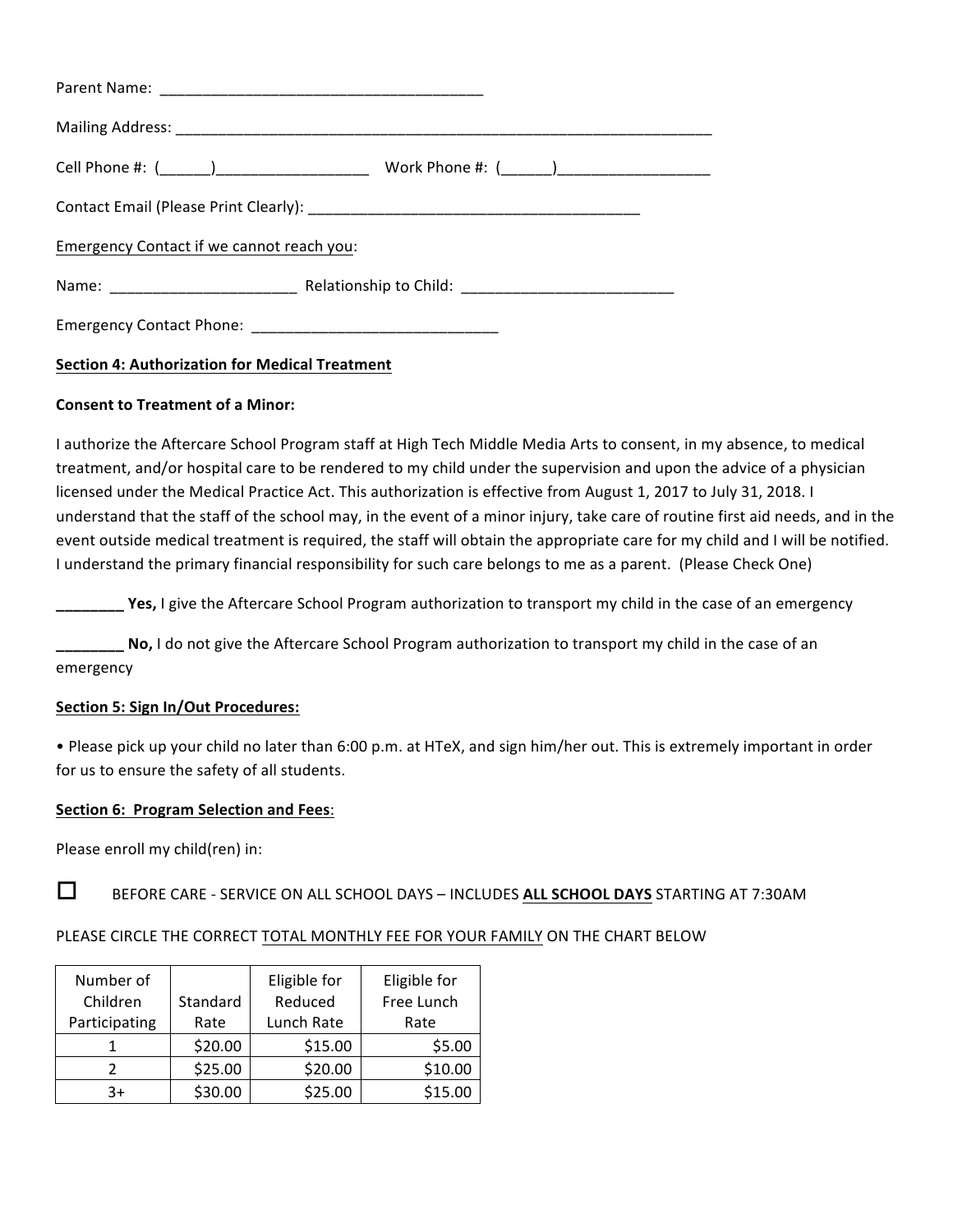Parent Name: ________________________________________

Mailing Address: ____________________________________________________________________

Cell Phone #: (______)__________________ Work Phone #: (______)__________________

Contact Email (Please Print Clearly): ________________________________________

Emergency Contact if we cannot reach you:

Name: ______________________ Relationship to Child: _________________________

Emergency Contact Phone: _____________________________

**Section 4: Authorization for Medical Treatment**

**Consent to Treatment of a Minor:**

I authorize the Aftercare School Program staff at High Tech Middle Media Arts to consent, in my absence, to medical treatment, and/or hospital care to be rendered to my child under the supervision and upon the advice of a physician licensed under the Medical Practice Act. This authorization is effective from August 1, 2017 to July 31, 2018. I understand that the staff of the school may, in the event of a minor injury, take care of routine first aid needs, and in the event outside medical treatment is required, the staff will obtain the appropriate care for my child and I will be notified. I understand the primary financial responsibility for such care belongs to me as a parent. (Please Check One)

________ **Yes,** I give the Aftercare School Program authorization to transport my child in the case of an emergency

________ **No,** I do not give the Aftercare School Program authorization to transport my child in the case of an emergency

**Section 5: Sign In/Out Procedures:**

• Please pick up your child no later than 6:00 p.m. at HTeX, and sign him/her out. This is extremely important in order for us to ensure the safety of all students.

**Section 6: Program Selection and Fees:**

Please enroll my child(ren) in:

☐ BEFORE CARE - SERVICE ON ALL SCHOOL DAYS – INCLUDES **ALL SCHOOL DAYS** STARTING AT 7:30AM

PLEASE CIRCLE THE CORRECT TOTAL MONTHLY FEE FOR YOUR FAMILY ON THE CHART BELOW

| Number of Children Participating | Standard Rate | Eligible for Reduced Lunch Rate | Eligible for Free Lunch Rate |
|---|---|---|---|
| 1 | $20.00 | $15.00 | $5.00 |
| 2 | $25.00 | $20.00 | $10.00 |
| 3+ | $30.00 | $25.00 | $15.00 |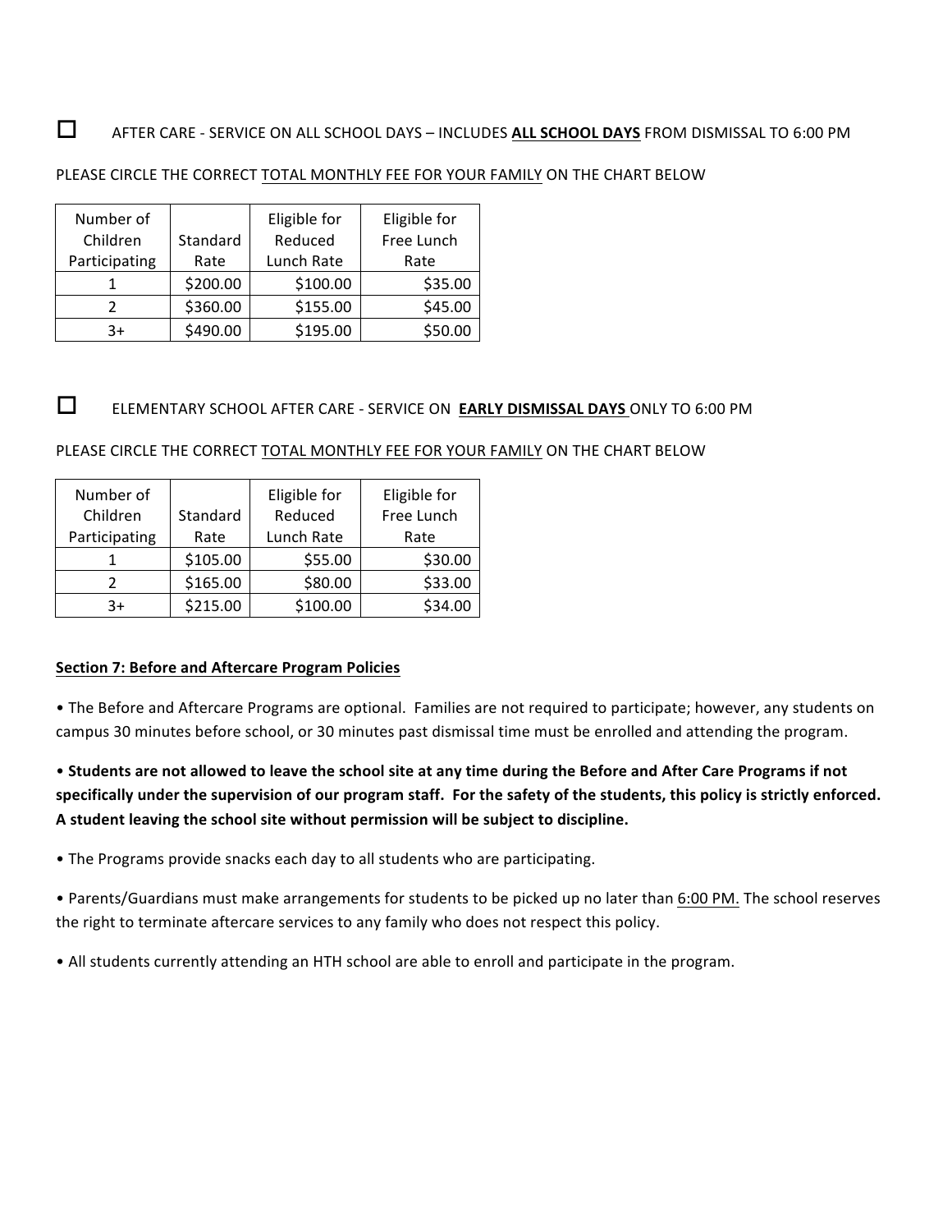☐ AFTER CARE - SERVICE ON ALL SCHOOL DAYS – INCLUDES **ALL SCHOOL DAYS** FROM DISMISSAL TO 6:00 PM

PLEASE CIRCLE THE CORRECT TOTAL MONTHLY FEE FOR YOUR FAMILY ON THE CHART BELOW

| Number of Children Participating | Standard Rate | Eligible for Reduced Lunch Rate | Eligible for Free Lunch Rate |
|---|---|---|---|
| 1 | $200.00 | $100.00 | $35.00 |
| 2 | $360.00 | $155.00 | $45.00 |
| 3+ | $490.00 | $195.00 | $50.00 |

☐ ELEMENTARY SCHOOL AFTER CARE - SERVICE ON **EARLY DISMISSAL DAYS** ONLY TO 6:00 PM

PLEASE CIRCLE THE CORRECT TOTAL MONTHLY FEE FOR YOUR FAMILY ON THE CHART BELOW

| Number of Children Participating | Standard Rate | Eligible for Reduced Lunch Rate | Eligible for Free Lunch Rate |
|---|---|---|---|
| 1 | $105.00 | $55.00 | $30.00 |
| 2 | $165.00 | $80.00 | $33.00 |
| 3+ | $215.00 | $100.00 | $34.00 |

**Section 7: Before and Aftercare Program Policies**

• The Before and Aftercare Programs are optional. Families are not required to participate; however, any students on campus 30 minutes before school, or 30 minutes past dismissal time must be enrolled and attending the program.

• **Students are not allowed to leave the school site at any time during the Before and After Care Programs if not specifically under the supervision of our program staff. For the safety of the students, this policy is strictly enforced. A student leaving the school site without permission will be subject to discipline.**

• The Programs provide snacks each day to all students who are participating.

• Parents/Guardians must make arrangements for students to be picked up no later than 6:00 PM. The school reserves the right to terminate aftercare services to any family who does not respect this policy.

• All students currently attending an HTH school are able to enroll and participate in the program.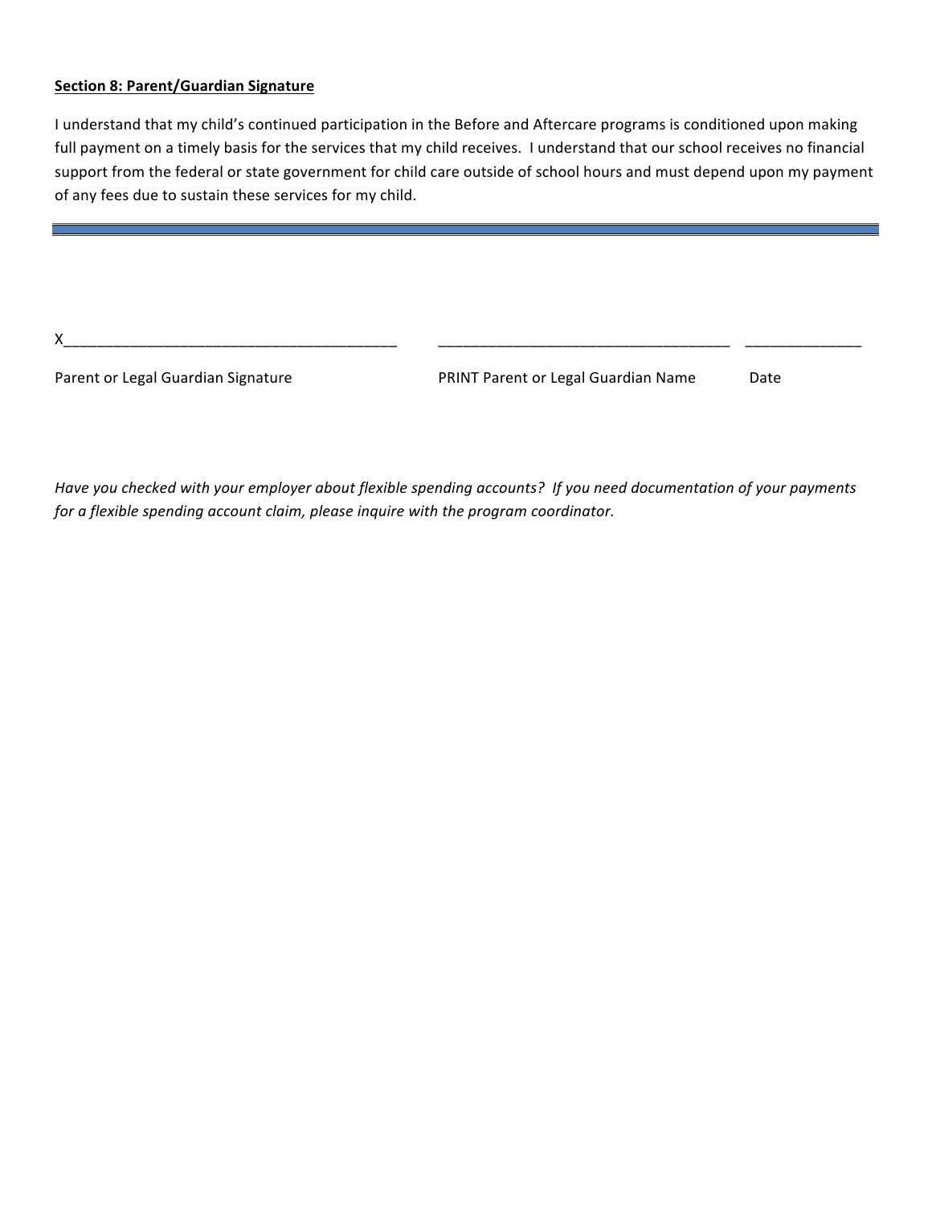**Section 8: Parent/Guardian Signature**

I understand that my child's continued participation in the Before and Aftercare programs is conditioned upon making full payment on a timely basis for the services that my child receives. I understand that our school receives no financial support from the federal or state government for child care outside of school hours and must depend upon my payment of any fees due to sustain these services for my child.

---

| X________________________________________ | ___________________________________ | ______________ |
| --- | --- | --- |
| Parent or Legal Guardian Signature | PRINT Parent or Legal Guardian Name | Date |

*Have you checked with your employer about flexible spending accounts? If you need documentation of your payments for a flexible spending account claim, please inquire with the program coordinator.*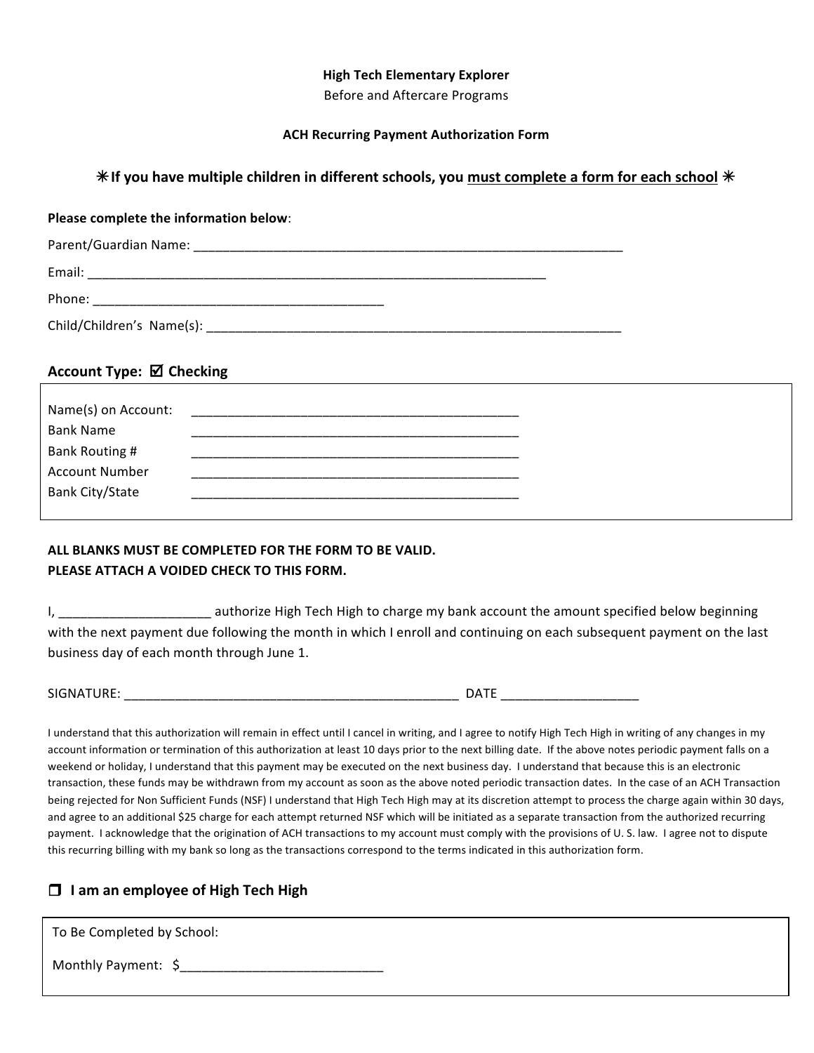**High Tech Elementary Explorer**

Before and Aftercare Programs

**ACH Recurring Payment Authorization Form**

### ✳ If you have multiple children in different schools, you <u>must complete a form for each school</u> ✳

**Please complete the information below**:

Parent/Guardian Name: ______________________________________________________________

Email: ___________________________________________________________________

Phone: __________________________________________

Child/Children's Name(s): ____________________________________________________________

### Account Type: ☑ Checking

| | |
|---|---|
| Name(s) on Account: | _______________________________________________ |
| Bank Name | _______________________________________________ |
| Bank Routing # | _______________________________________________ |
| Account Number | _______________________________________________ |
| Bank City/State | _______________________________________________ |

**ALL BLANKS MUST BE COMPLETED FOR THE FORM TO BE VALID.**
**PLEASE ATTACH A VOIDED CHECK TO THIS FORM.**

I, _____________________ authorize High Tech High to charge my bank account the amount specified below beginning with the next payment due following the month in which I enroll and continuing on each subsequent payment on the last business day of each month through June 1.

SIGNATURE: ________________________________________________ DATE ___________________

I understand that this authorization will remain in effect until I cancel in writing, and I agree to notify High Tech High in writing of any changes in my account information or termination of this authorization at least 10 days prior to the next billing date. If the above notes periodic payment falls on a weekend or holiday, I understand that this payment may be executed on the next business day. I understand that because this is an electronic transaction, these funds may be withdrawn from my account as soon as the above noted periodic transaction dates. In the case of an ACH Transaction being rejected for Non Sufficient Funds (NSF) I understand that High Tech High may at its discretion attempt to process the charge again within 30 days, and agree to an additional $25 charge for each attempt returned NSF which will be initiated as a separate transaction from the authorized recurring payment. I acknowledge that the origination of ACH transactions to my account must comply with the provisions of U. S. law. I agree not to dispute this recurring billing with my bank so long as the transactions correspond to the terms indicated in this authorization form.

### ☐ I am an employee of High Tech High

To Be Completed by School:

Monthly Payment: $___________________________